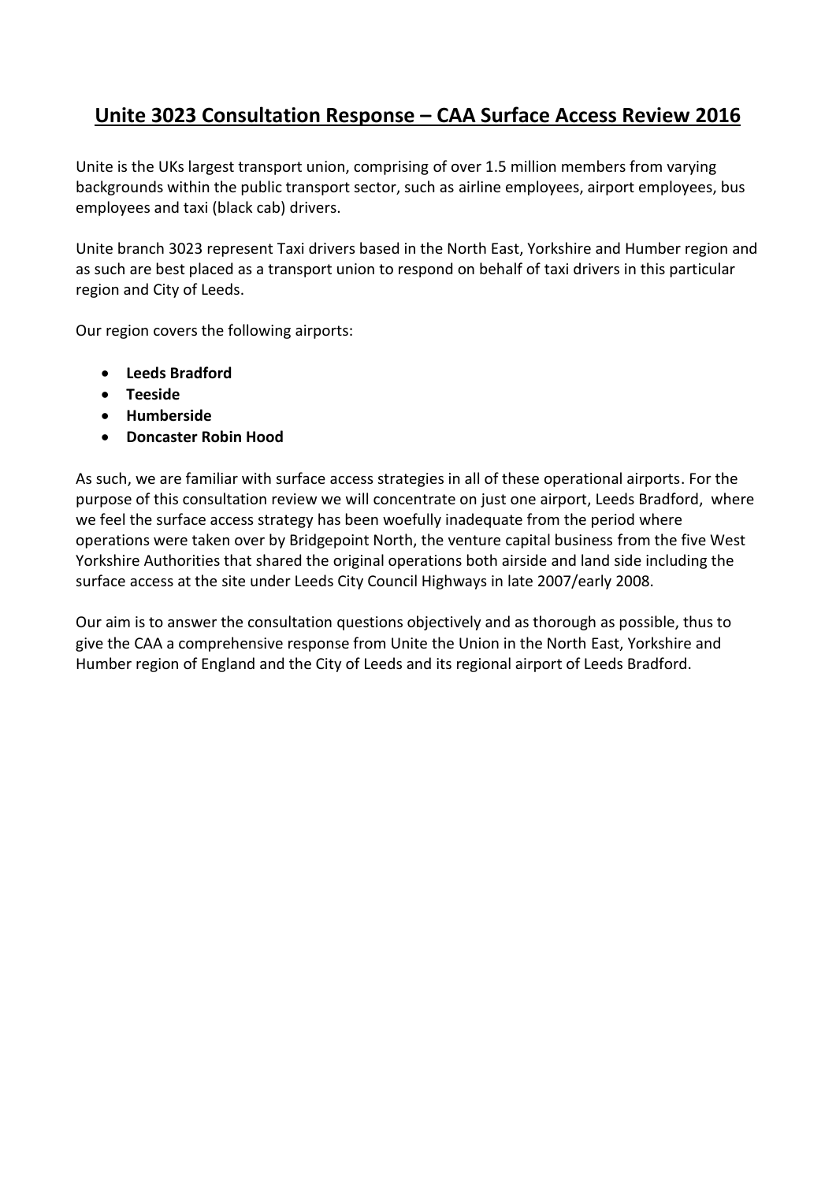# Unite 3023 Consultation Response – CAA Surface Access Review 2016

Unite is the UKs largest transport union, comprising of over 1.5 million members from varying backgrounds within the public transport sector, such as airline employees, airport employees, bus employees and taxi (black cab) drivers.

Unite branch 3023 represent Taxi drivers based in the North East, Yorkshire and Humber region and as such are best placed as a transport union to respond on behalf of taxi drivers in this particular region and City of Leeds.

Our region covers the following airports:

- **Leeds Bradford**
- **Teeside**
- **Humberside**
- **Doncaster Robin Hood**

As such, we are familiar with surface access strategies in all of these operational airports. For the purpose of this consultation review we will concentrate on just one airport, Leeds Bradford, where we feel the surface access strategy has been woefully inadequate from the period where operations were taken over by Bridgepoint North, the venture capital business from the five West Yorkshire Authorities that shared the original operations both airside and land side including the surface access at the site under Leeds City Council Highways in late 2007/early 2008.

Our aim is to answer the consultation questions objectively and as thorough as possible, thus to give the CAA a comprehensive response from Unite the Union in the North East, Yorkshire and Humber region of England and the City of Leeds and its regional airport of Leeds Bradford.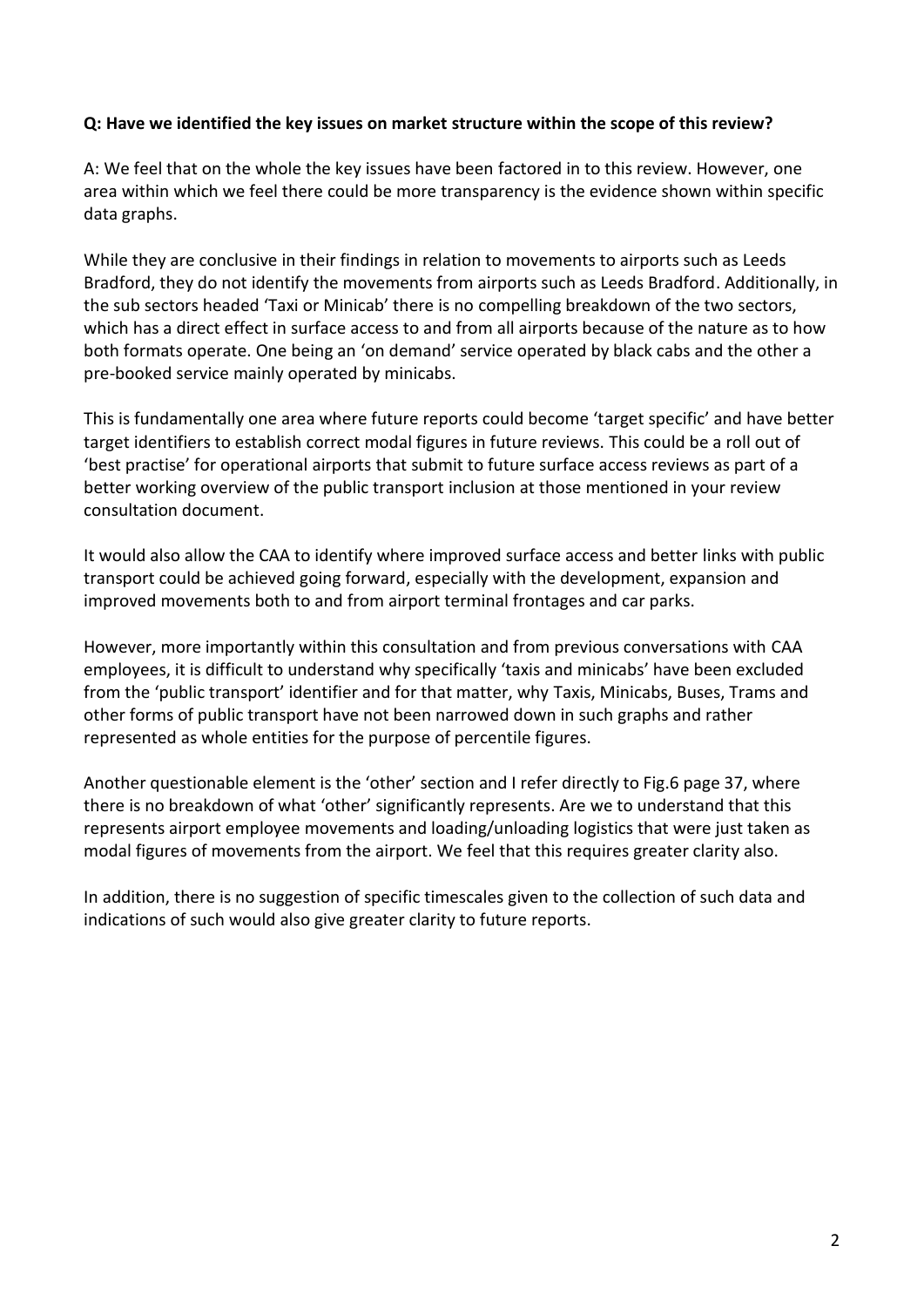**Q: Have we identified the key issues on market structure within the scope of this review?**

A: We feel that on the whole the key issues have been factored in to this review. However, one area within which we feel there could be more transparency is the evidence shown within specific data graphs.

While they are conclusive in their findings in relation to movements to airports such as Leeds Bradford, they do not identify the movements from airports such as Leeds Bradford. Additionally, in the sub sectors headed 'Taxi or Minicab' there is no compelling breakdown of the two sectors, which has a direct effect in surface access to and from all airports because of the nature as to how both formats operate. One being an 'on demand' service operated by black cabs and the other a pre-booked service mainly operated by minicabs.

This is fundamentally one area where future reports could become 'target specific' and have better target identifiers to establish correct modal figures in future reviews. This could be a roll out of 'best practise' for operational airports that submit to future surface access reviews as part of a better working overview of the public transport inclusion at those mentioned in your review consultation document.

It would also allow the CAA to identify where improved surface access and better links with public transport could be achieved going forward, especially with the development, expansion and improved movements both to and from airport terminal frontages and car parks.

However, more importantly within this consultation and from previous conversations with CAA employees, it is difficult to understand why specifically 'taxis and minicabs' have been excluded from the 'public transport' identifier and for that matter, why Taxis, Minicabs, Buses, Trams and other forms of public transport have not been narrowed down in such graphs and rather represented as whole entities for the purpose of percentile figures.

Another questionable element is the 'other' section and I refer directly to Fig.6 page 37, where there is no breakdown of what 'other' significantly represents. Are we to understand that this represents airport employee movements and loading/unloading logistics that were just taken as modal figures of movements from the airport. We feel that this requires greater clarity also.

In addition, there is no suggestion of specific timescales given to the collection of such data and indications of such would also give greater clarity to future reports.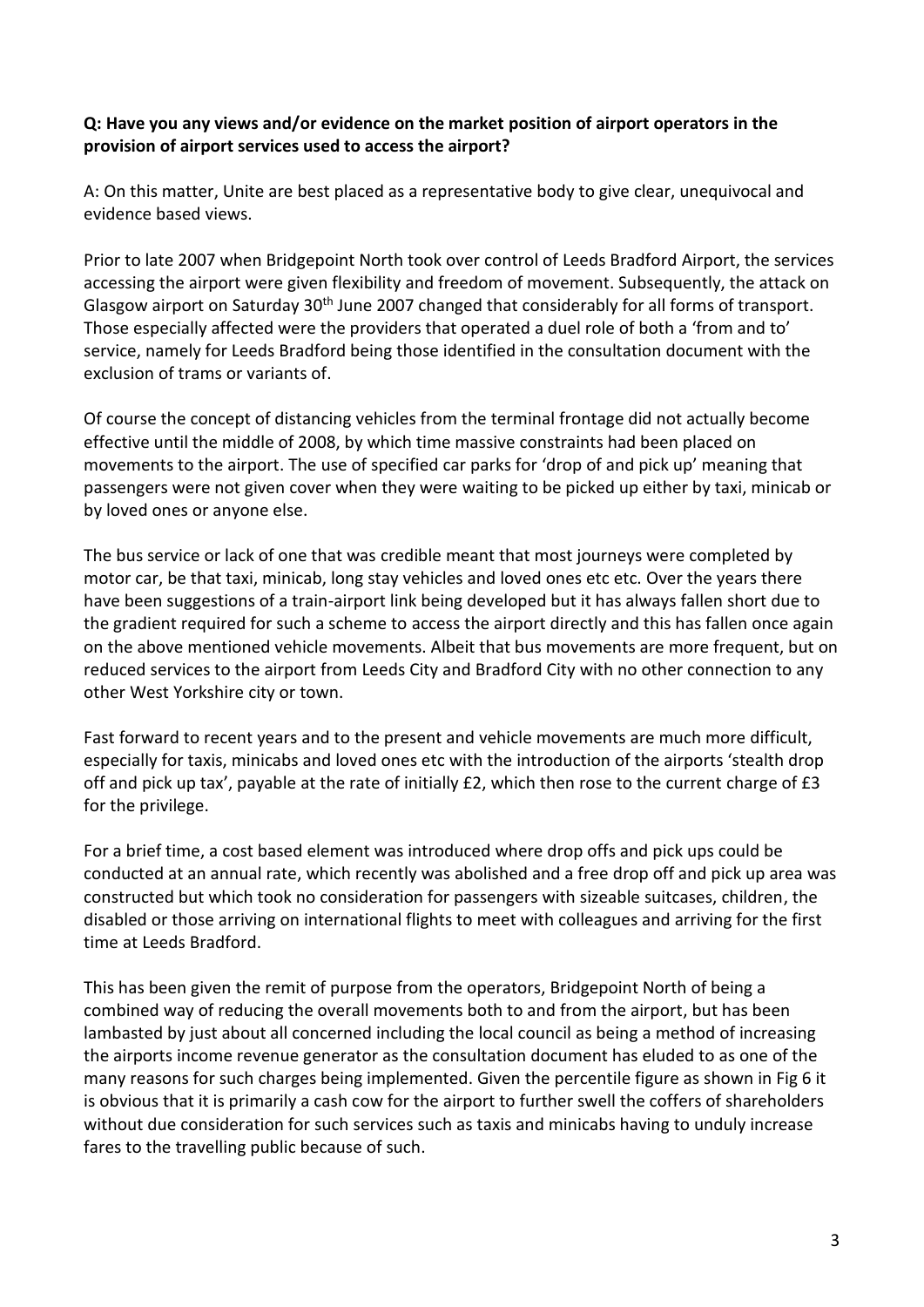**Q: Have you any views and/or evidence on the market position of airport operators in the provision of airport services used to access the airport?**

A: On this matter, Unite are best placed as a representative body to give clear, unequivocal and evidence based views.

Prior to late 2007 when Bridgepoint North took over control of Leeds Bradford Airport, the services accessing the airport were given flexibility and freedom of movement. Subsequently, the attack on Glasgow airport on Saturday 30th June 2007 changed that considerably for all forms of transport. Those especially affected were the providers that operated a duel role of both a 'from and to' service, namely for Leeds Bradford being those identified in the consultation document with the exclusion of trams or variants of.

Of course the concept of distancing vehicles from the terminal frontage did not actually become effective until the middle of 2008, by which time massive constraints had been placed on movements to the airport. The use of specified car parks for 'drop of and pick up' meaning that passengers were not given cover when they were waiting to be picked up either by taxi, minicab or by loved ones or anyone else.

The bus service or lack of one that was credible meant that most journeys were completed by motor car, be that taxi, minicab, long stay vehicles and loved ones etc etc. Over the years there have been suggestions of a train-airport link being developed but it has always fallen short due to the gradient required for such a scheme to access the airport directly and this has fallen once again on the above mentioned vehicle movements. Albeit that bus movements are more frequent, but on reduced services to the airport from Leeds City and Bradford City with no other connection to any other West Yorkshire city or town.

Fast forward to recent years and to the present and vehicle movements are much more difficult, especially for taxis, minicabs and loved ones etc with the introduction of the airports 'stealth drop off and pick up tax', payable at the rate of initially £2, which then rose to the current charge of £3 for the privilege.

For a brief time, a cost based element was introduced where drop offs and pick ups could be conducted at an annual rate, which recently was abolished and a free drop off and pick up area was constructed but which took no consideration for passengers with sizeable suitcases, children, the disabled or those arriving on international flights to meet with colleagues and arriving for the first time at Leeds Bradford.

This has been given the remit of purpose from the operators, Bridgepoint North of being a combined way of reducing the overall movements both to and from the airport, but has been lambasted by just about all concerned including the local council as being a method of increasing the airports income revenue generator as the consultation document has eluded to as one of the many reasons for such charges being implemented. Given the percentile figure as shown in Fig 6 it is obvious that it is primarily a cash cow for the airport to further swell the coffers of shareholders without due consideration for such services such as taxis and minicabs having to unduly increase fares to the travelling public because of such.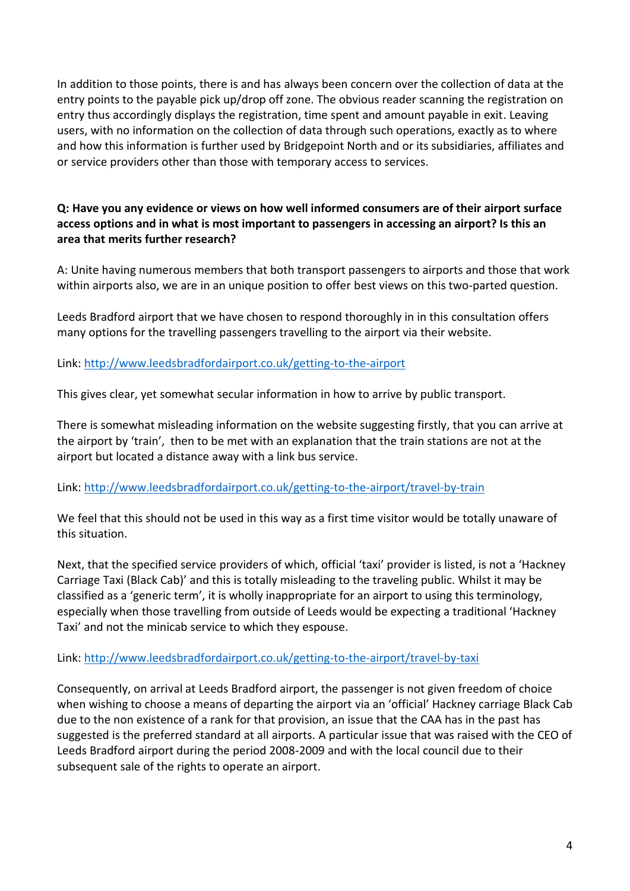In addition to those points, there is and has always been concern over the collection of data at the entry points to the payable pick up/drop off zone. The obvious reader scanning the registration on entry thus accordingly displays the registration, time spent and amount payable in exit. Leaving users, with no information on the collection of data through such operations, exactly as to where and how this information is further used by Bridgepoint North and or its subsidiaries, affiliates and or service providers other than those with temporary access to services.

**Q: Have you any evidence or views on how well informed consumers are of their airport surface access options and in what is most important to passengers in accessing an airport? Is this an area that merits further research?**

A: Unite having numerous members that both transport passengers to airports and those that work within airports also, we are in an unique position to offer best views on this two-parted question.

Leeds Bradford airport that we have chosen to respond thoroughly in in this consultation offers many options for the travelling passengers travelling to the airport via their website.

Link: [http://www.leedsbradfordairport.co.uk/getting-to-the-airport](http://www.leedsbradfordairport.co.uk/getting-to-the-airport)

This gives clear, yet somewhat secular information in how to arrive by public transport.

There is somewhat misleading information on the website suggesting firstly, that you can arrive at the airport by 'train', then to be met with an explanation that the train stations are not at the airport but located a distance away with a link bus service.

Link: [http://www.leedsbradfordairport.co.uk/getting-to-the-airport/travel-by-train](http://www.leedsbradfordairport.co.uk/getting-to-the-airport/travel-by-train)

We feel that this should not be used in this way as a first time visitor would be totally unaware of this situation.

Next, that the specified service providers of which, official 'taxi' provider is listed, is not a 'Hackney Carriage Taxi (Black Cab)' and this is totally misleading to the traveling public. Whilst it may be classified as a 'generic term', it is wholly inappropriate for an airport to using this terminology, especially when those travelling from outside of Leeds would be expecting a traditional 'Hackney Taxi' and not the minicab service to which they espouse.

Link: [http://www.leedsbradfordairport.co.uk/getting-to-the-airport/travel-by-taxi](http://www.leedsbradfordairport.co.uk/getting-to-the-airport/travel-by-taxi)

Consequently, on arrival at Leeds Bradford airport, the passenger is not given freedom of choice when wishing to choose a means of departing the airport via an 'official' Hackney carriage Black Cab due to the non existence of a rank for that provision, an issue that the CAA has in the past has suggested is the preferred standard at all airports. A particular issue that was raised with the CEO of Leeds Bradford airport during the period 2008-2009 and with the local council due to their subsequent sale of the rights to operate an airport.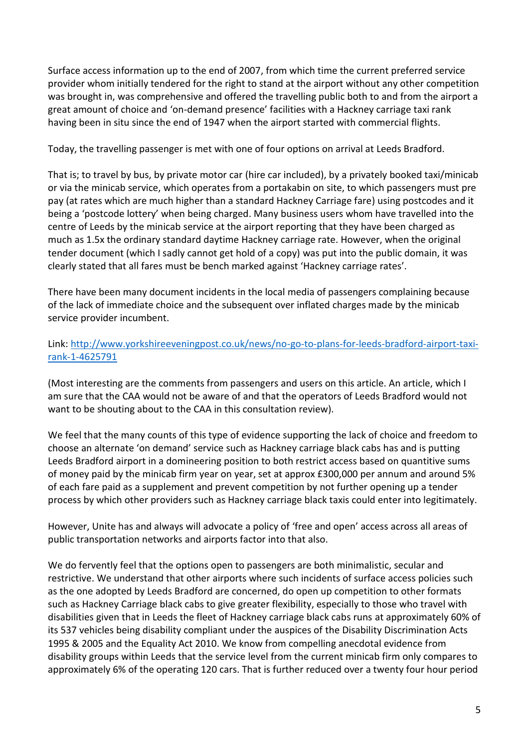Surface access information up to the end of 2007, from which time the current preferred service provider whom initially tendered for the right to stand at the airport without any other competition was brought in, was comprehensive and offered the travelling public both to and from the airport a great amount of choice and 'on-demand presence' facilities with a Hackney carriage taxi rank having been in situ since the end of 1947 when the airport started with commercial flights.

Today, the travelling passenger is met with one of four options on arrival at Leeds Bradford.

That is; to travel by bus, by private motor car (hire car included), by a privately booked taxi/minicab or via the minicab service, which operates from a portakabin on site, to which passengers must pre pay (at rates which are much higher than a standard Hackney Carriage fare) using postcodes and it being a 'postcode lottery' when being charged. Many business users whom have travelled into the centre of Leeds by the minicab service at the airport reporting that they have been charged as much as 1.5x the ordinary standard daytime Hackney carriage rate. However, when the original tender document (which I sadly cannot get hold of a copy) was put into the public domain, it was clearly stated that all fares must be bench marked against 'Hackney carriage rates'.

There have been many document incidents in the local media of passengers complaining because of the lack of immediate choice and the subsequent over inflated charges made by the minicab service provider incumbent.

Link: [http://www.yorkshireeveningpost.co.uk/news/no-go-to-plans-for-leeds-bradford-airport-taxi-rank-1-4625791](http://www.yorkshireeveningpost.co.uk/news/no-go-to-plans-for-leeds-bradford-airport-taxi-rank-1-4625791)

(Most interesting are the comments from passengers and users on this article. An article, which I am sure that the CAA would not be aware of and that the operators of Leeds Bradford would not want to be shouting about to the CAA in this consultation review).

We feel that the many counts of this type of evidence supporting the lack of choice and freedom to choose an alternate 'on demand' service such as Hackney carriage black cabs has and is putting Leeds Bradford airport in a domineering position to both restrict access based on quantitive sums of money paid by the minicab firm year on year, set at approx £300,000 per annum and around 5% of each fare paid as a supplement and prevent competition by not further opening up a tender process by which other providers such as Hackney carriage black taxis could enter into legitimately.

However, Unite has and always will advocate a policy of 'free and open' access across all areas of public transportation networks and airports factor into that also.

We do fervently feel that the options open to passengers are both minimalistic, secular and restrictive. We understand that other airports where such incidents of surface access policies such as the one adopted by Leeds Bradford are concerned, do open up competition to other formats such as Hackney Carriage black cabs to give greater flexibility, especially to those who travel with disabilities given that in Leeds the fleet of Hackney carriage black cabs runs at approximately 60% of its 537 vehicles being disability compliant under the auspices of the Disability Discrimination Acts 1995 & 2005 and the Equality Act 2010. We know from compelling anecdotal evidence from disability groups within Leeds that the service level from the current minicab firm only compares to approximately 6% of the operating 120 cars. That is further reduced over a twenty four hour period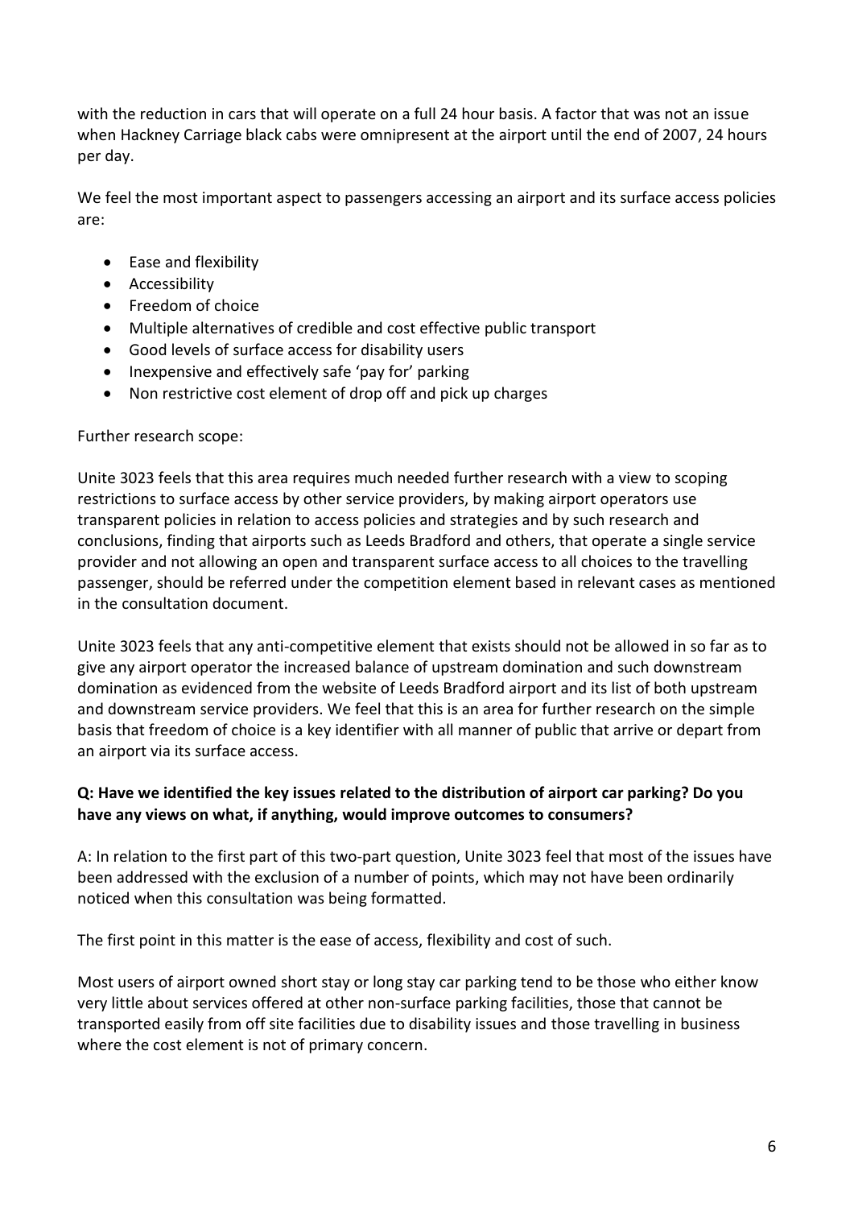with the reduction in cars that will operate on a full 24 hour basis. A factor that was not an issue when Hackney Carriage black cabs were omnipresent at the airport until the end of 2007, 24 hours per day.

We feel the most important aspect to passengers accessing an airport and its surface access policies are:

- Ease and flexibility
- Accessibility
- Freedom of choice
- Multiple alternatives of credible and cost effective public transport
- Good levels of surface access for disability users
- Inexpensive and effectively safe 'pay for' parking
- Non restrictive cost element of drop off and pick up charges

Further research scope:

Unite 3023 feels that this area requires much needed further research with a view to scoping restrictions to surface access by other service providers, by making airport operators use transparent policies in relation to access policies and strategies and by such research and conclusions, finding that airports such as Leeds Bradford and others, that operate a single service provider and not allowing an open and transparent surface access to all choices to the travelling passenger, should be referred under the competition element based in relevant cases as mentioned in the consultation document.

Unite 3023 feels that any anti-competitive element that exists should not be allowed in so far as to give any airport operator the increased balance of upstream domination and such downstream domination as evidenced from the website of Leeds Bradford airport and its list of both upstream and downstream service providers. We feel that this is an area for further research on the simple basis that freedom of choice is a key identifier with all manner of public that arrive or depart from an airport via its surface access.

**Q: Have we identified the key issues related to the distribution of airport car parking? Do you have any views on what, if anything, would improve outcomes to consumers?**

A: In relation to the first part of this two-part question, Unite 3023 feel that most of the issues have been addressed with the exclusion of a number of points, which may not have been ordinarily noticed when this consultation was being formatted.

The first point in this matter is the ease of access, flexibility and cost of such.

Most users of airport owned short stay or long stay car parking tend to be those who either know very little about services offered at other non-surface parking facilities, those that cannot be transported easily from off site facilities due to disability issues and those travelling in business where the cost element is not of primary concern.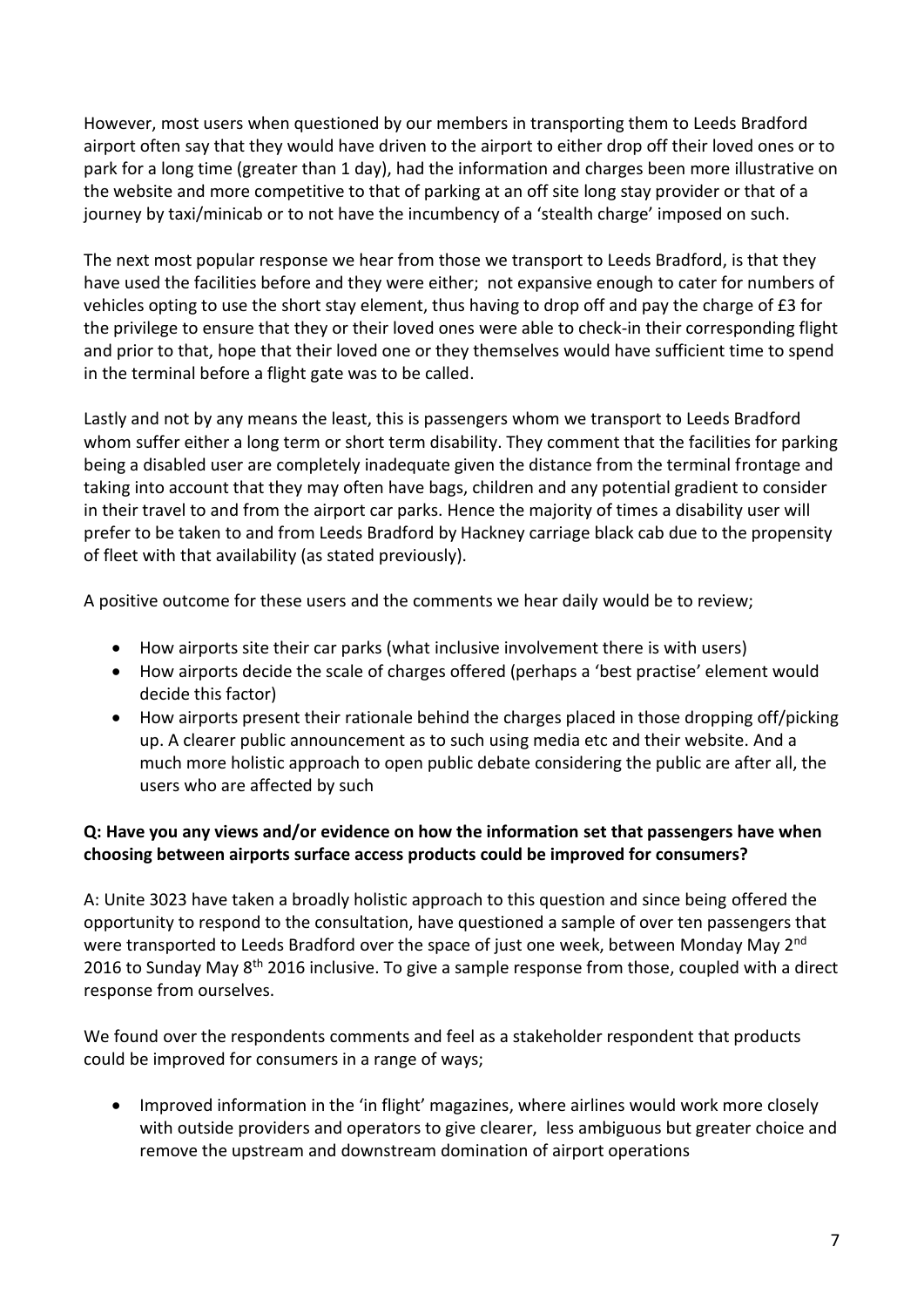However, most users when questioned by our members in transporting them to Leeds Bradford airport often say that they would have driven to the airport to either drop off their loved ones or to park for a long time (greater than 1 day), had the information and charges been more illustrative on the website and more competitive to that of parking at an off site long stay provider or that of a journey by taxi/minicab or to not have the incumbency of a 'stealth charge' imposed on such.

The next most popular response we hear from those we transport to Leeds Bradford, is that they have used the facilities before and they were either; not expansive enough to cater for numbers of vehicles opting to use the short stay element, thus having to drop off and pay the charge of £3 for the privilege to ensure that they or their loved ones were able to check-in their corresponding flight and prior to that, hope that their loved one or they themselves would have sufficient time to spend in the terminal before a flight gate was to be called.

Lastly and not by any means the least, this is passengers whom we transport to Leeds Bradford whom suffer either a long term or short term disability. They comment that the facilities for parking being a disabled user are completely inadequate given the distance from the terminal frontage and taking into account that they may often have bags, children and any potential gradient to consider in their travel to and from the airport car parks. Hence the majority of times a disability user will prefer to be taken to and from Leeds Bradford by Hackney carriage black cab due to the propensity of fleet with that availability (as stated previously).

A positive outcome for these users and the comments we hear daily would be to review;

- How airports site their car parks (what inclusive involvement there is with users)
- How airports decide the scale of charges offered (perhaps a 'best practise' element would decide this factor)
- How airports present their rationale behind the charges placed in those dropping off/picking up. A clearer public announcement as to such using media etc and their website. And a much more holistic approach to open public debate considering the public are after all, the users who are affected by such

**Q: Have you any views and/or evidence on how the information set that passengers have when choosing between airports surface access products could be improved for consumers?**

A: Unite 3023 have taken a broadly holistic approach to this question and since being offered the opportunity to respond to the consultation, have questioned a sample of over ten passengers that were transported to Leeds Bradford over the space of just one week, between Monday May 2nd 2016 to Sunday May 8th 2016 inclusive. To give a sample response from those, coupled with a direct response from ourselves.

We found over the respondents comments and feel as a stakeholder respondent that products could be improved for consumers in a range of ways;

- Improved information in the 'in flight' magazines, where airlines would work more closely with outside providers and operators to give clearer, less ambiguous but greater choice and remove the upstream and downstream domination of airport operations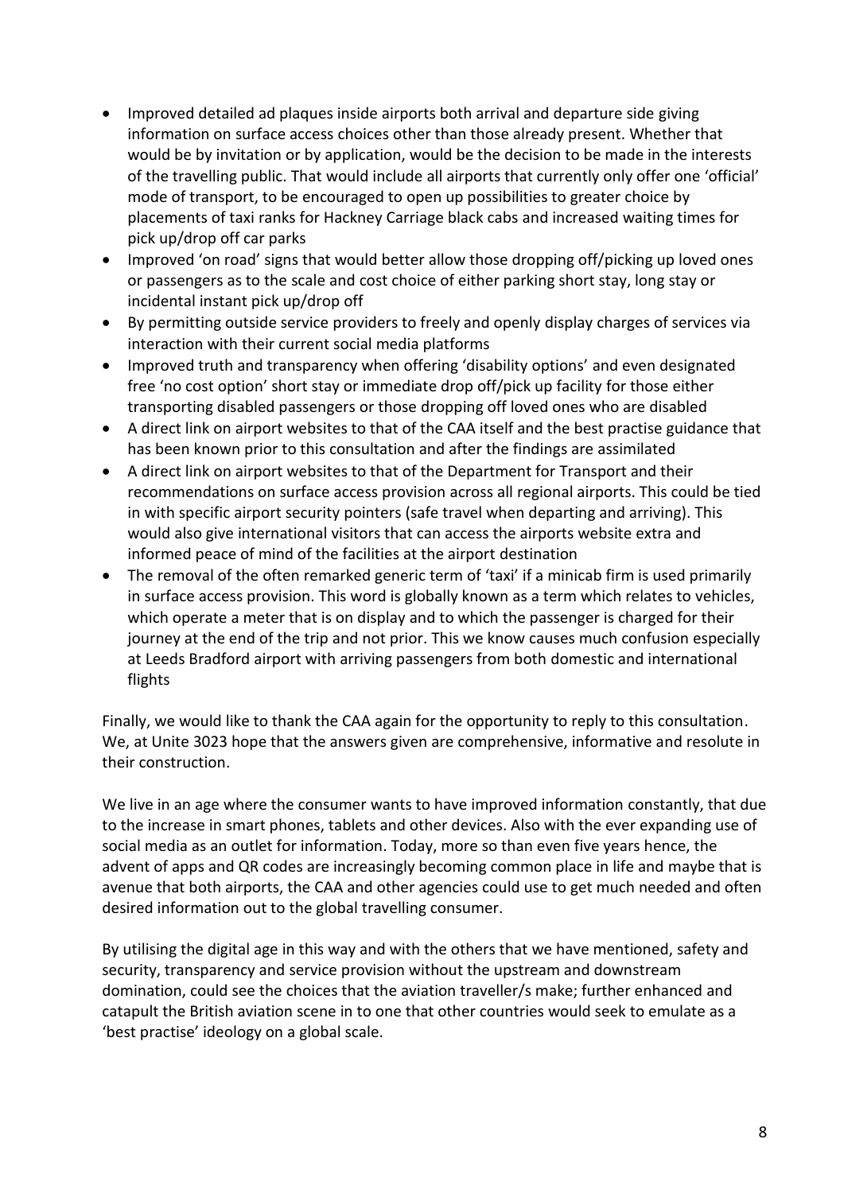- Improved detailed ad plaques inside airports both arrival and departure side giving information on surface access choices other than those already present. Whether that would be by invitation or by application, would be the decision to be made in the interests of the travelling public. That would include all airports that currently only offer one 'official' mode of transport, to be encouraged to open up possibilities to greater choice by placements of taxi ranks for Hackney Carriage black cabs and increased waiting times for pick up/drop off car parks
- Improved 'on road' signs that would better allow those dropping off/picking up loved ones or passengers as to the scale and cost choice of either parking short stay, long stay or incidental instant pick up/drop off
- By permitting outside service providers to freely and openly display charges of services via interaction with their current social media platforms
- Improved truth and transparency when offering 'disability options' and even designated free 'no cost option' short stay or immediate drop off/pick up facility for those either transporting disabled passengers or those dropping off loved ones who are disabled
- A direct link on airport websites to that of the CAA itself and the best practise guidance that has been known prior to this consultation and after the findings are assimilated
- A direct link on airport websites to that of the Department for Transport and their recommendations on surface access provision across all regional airports. This could be tied in with specific airport security pointers (safe travel when departing and arriving). This would also give international visitors that can access the airports website extra and informed peace of mind of the facilities at the airport destination
- The removal of the often remarked generic term of 'taxi' if a minicab firm is used primarily in surface access provision. This word is globally known as a term which relates to vehicles, which operate a meter that is on display and to which the passenger is charged for their journey at the end of the trip and not prior. This we know causes much confusion especially at Leeds Bradford airport with arriving passengers from both domestic and international flights

Finally, we would like to thank the CAA again for the opportunity to reply to this consultation. We, at Unite 3023 hope that the answers given are comprehensive, informative and resolute in their construction.

We live in an age where the consumer wants to have improved information constantly, that due to the increase in smart phones, tablets and other devices. Also with the ever expanding use of social media as an outlet for information. Today, more so than even five years hence, the advent of apps and QR codes are increasingly becoming common place in life and maybe that is avenue that both airports, the CAA and other agencies could use to get much needed and often desired information out to the global travelling consumer.

By utilising the digital age in this way and with the others that we have mentioned, safety and security, transparency and service provision without the upstream and downstream domination, could see the choices that the aviation traveller/s make; further enhanced and catapult the British aviation scene in to one that other countries would seek to emulate as a 'best practise' ideology on a global scale.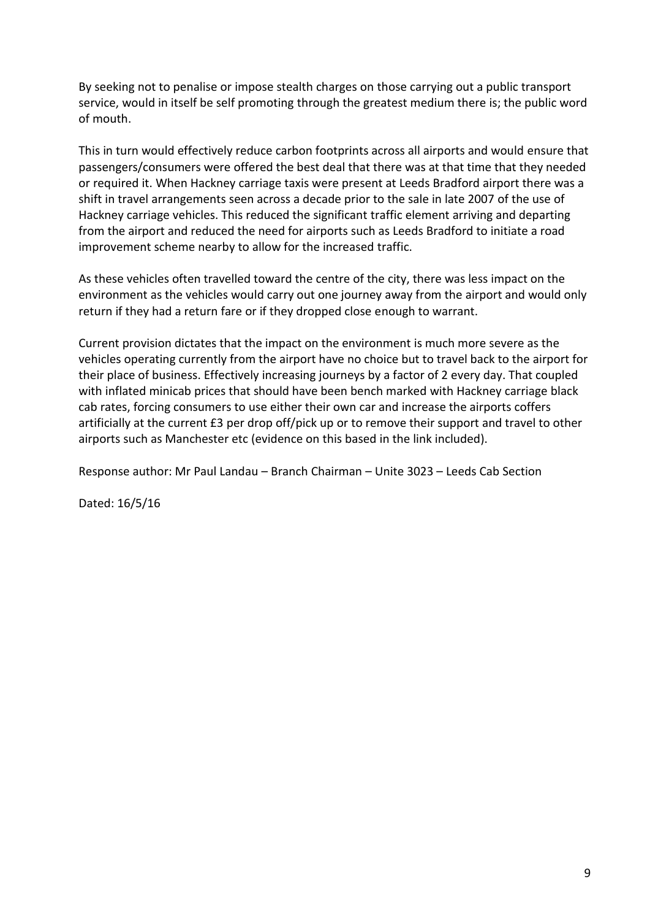By seeking not to penalise or impose stealth charges on those carrying out a public transport service, would in itself be self promoting through the greatest medium there is; the public word of mouth.

This in turn would effectively reduce carbon footprints across all airports and would ensure that passengers/consumers were offered the best deal that there was at that time that they needed or required it. When Hackney carriage taxis were present at Leeds Bradford airport there was a shift in travel arrangements seen across a decade prior to the sale in late 2007 of the use of Hackney carriage vehicles. This reduced the significant traffic element arriving and departing from the airport and reduced the need for airports such as Leeds Bradford to initiate a road improvement scheme nearby to allow for the increased traffic.

As these vehicles often travelled toward the centre of the city, there was less impact on the environment as the vehicles would carry out one journey away from the airport and would only return if they had a return fare or if they dropped close enough to warrant.

Current provision dictates that the impact on the environment is much more severe as the vehicles operating currently from the airport have no choice but to travel back to the airport for their place of business. Effectively increasing journeys by a factor of 2 every day. That coupled with inflated minicab prices that should have been bench marked with Hackney carriage black cab rates, forcing consumers to use either their own car and increase the airports coffers artificially at the current £3 per drop off/pick up or to remove their support and travel to other airports such as Manchester etc (evidence on this based in the link included).

Response author: Mr Paul Landau – Branch Chairman – Unite 3023 – Leeds Cab Section

Dated: 16/5/16